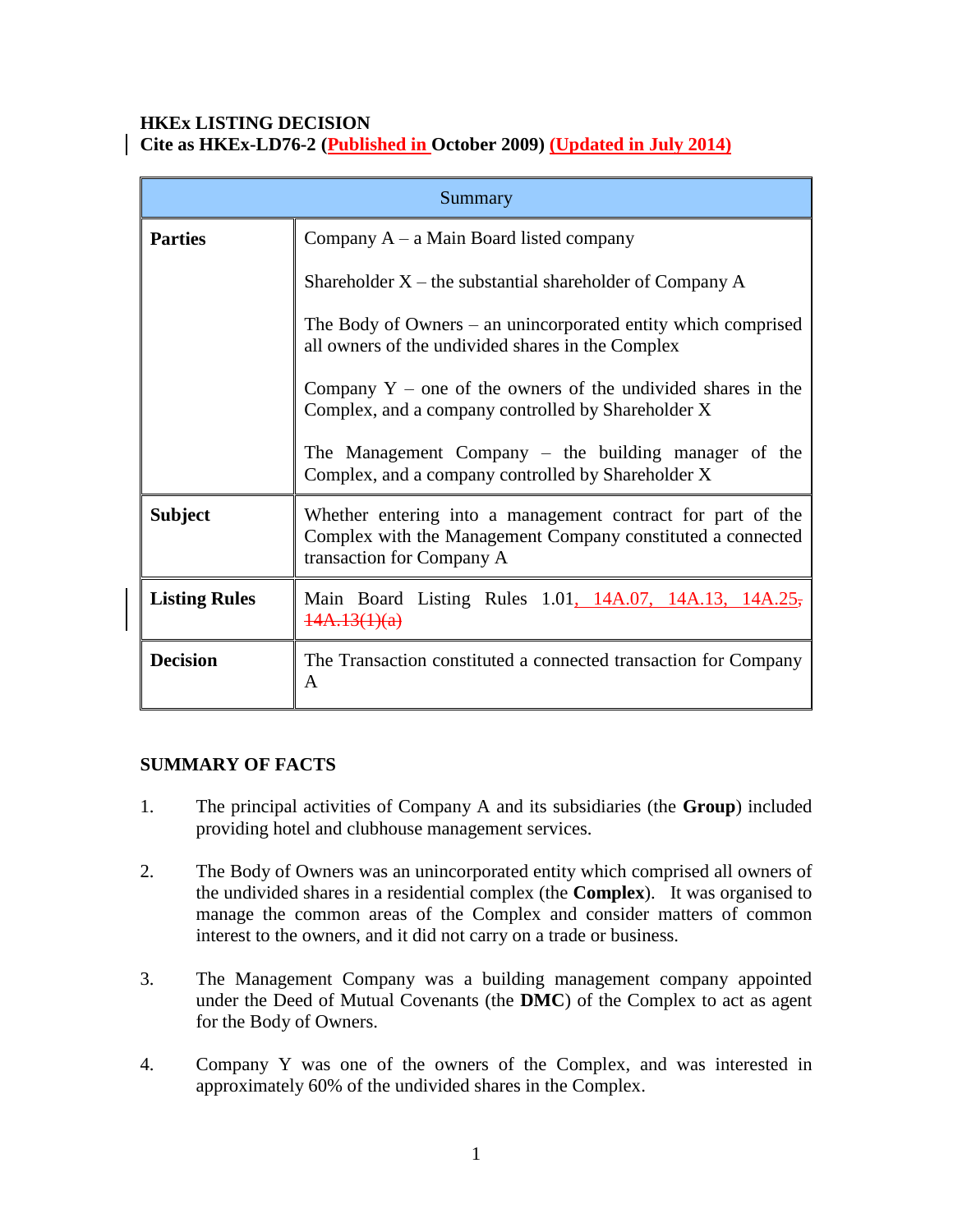**HKEx LISTING DECISION**
**Cite as HKEx-LD76-2 (Published in October 2009) (Updated in July 2014)**

| Summary | |
|---|---|
| **Parties** | Company A – a Main Board listed company<br><br>Shareholder X – the substantial shareholder of Company A<br><br>The Body of Owners – an unincorporated entity which comprised all owners of the undivided shares in the Complex<br><br>Company Y – one of the owners of the undivided shares in the Complex, and a company controlled by Shareholder X<br><br>The Management Company – the building manager of the Complex, and a company controlled by Shareholder X |
| **Subject** | Whether entering into a management contract for part of the Complex with the Management Company constituted a connected transaction for Company A |
| **Listing Rules** | Main Board Listing Rules 1.01, 14A.07, 14A.13, 14A.25, ~~14A.13(1)(a)~~ |
| **Decision** | The Transaction constituted a connected transaction for Company A |

**SUMMARY OF FACTS**

1. The principal activities of Company A and its subsidiaries (the **Group**) included providing hotel and clubhouse management services.

2. The Body of Owners was an unincorporated entity which comprised all owners of the undivided shares in a residential complex (the **Complex**). It was organised to manage the common areas of the Complex and consider matters of common interest to the owners, and it did not carry on a trade or business.

3. The Management Company was a building management company appointed under the Deed of Mutual Covenants (the **DMC**) of the Complex to act as agent for the Body of Owners.

4. Company Y was one of the owners of the Complex, and was interested in approximately 60% of the undivided shares in the Complex.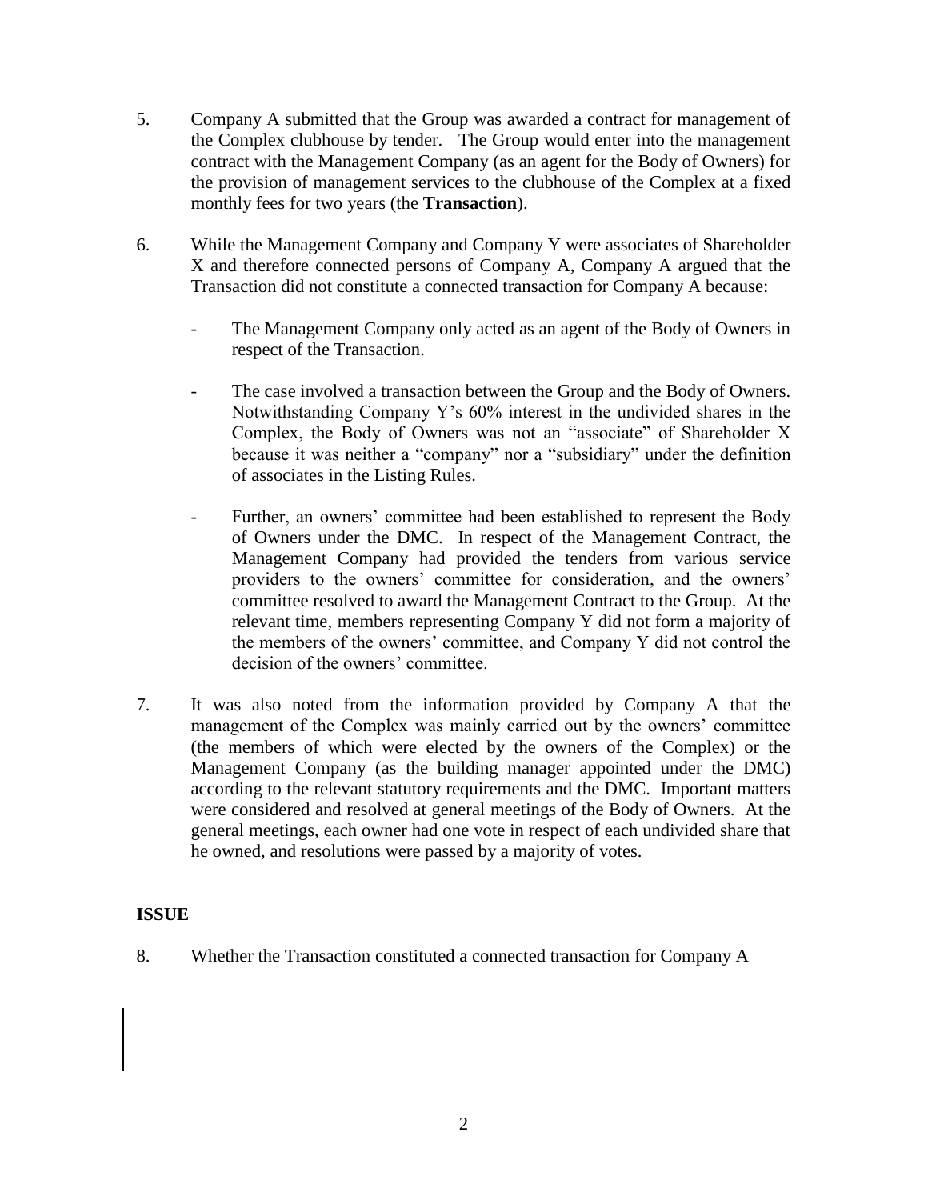5. Company A submitted that the Group was awarded a contract for management of the Complex clubhouse by tender. The Group would enter into the management contract with the Management Company (as an agent for the Body of Owners) for the provision of management services to the clubhouse of the Complex at a fixed monthly fees for two years (the **Transaction**).

6. While the Management Company and Company Y were associates of Shareholder X and therefore connected persons of Company A, Company A argued that the Transaction did not constitute a connected transaction for Company A because:

   - The Management Company only acted as an agent of the Body of Owners in respect of the Transaction.

   - The case involved a transaction between the Group and the Body of Owners. Notwithstanding Company Y's 60% interest in the undivided shares in the Complex, the Body of Owners was not an "associate" of Shareholder X because it was neither a "company" nor a "subsidiary" under the definition of associates in the Listing Rules.

   - Further, an owners' committee had been established to represent the Body of Owners under the DMC. In respect of the Management Contract, the Management Company had provided the tenders from various service providers to the owners' committee for consideration, and the owners' committee resolved to award the Management Contract to the Group. At the relevant time, members representing Company Y did not form a majority of the members of the owners' committee, and Company Y did not control the decision of the owners' committee.

7. It was also noted from the information provided by Company A that the management of the Complex was mainly carried out by the owners' committee (the members of which were elected by the owners of the Complex) or the Management Company (as the building manager appointed under the DMC) according to the relevant statutory requirements and the DMC. Important matters were considered and resolved at general meetings of the Body of Owners. At the general meetings, each owner had one vote in respect of each undivided share that he owned, and resolutions were passed by a majority of votes.

## ISSUE

8. Whether the Transaction constituted a connected transaction for Company A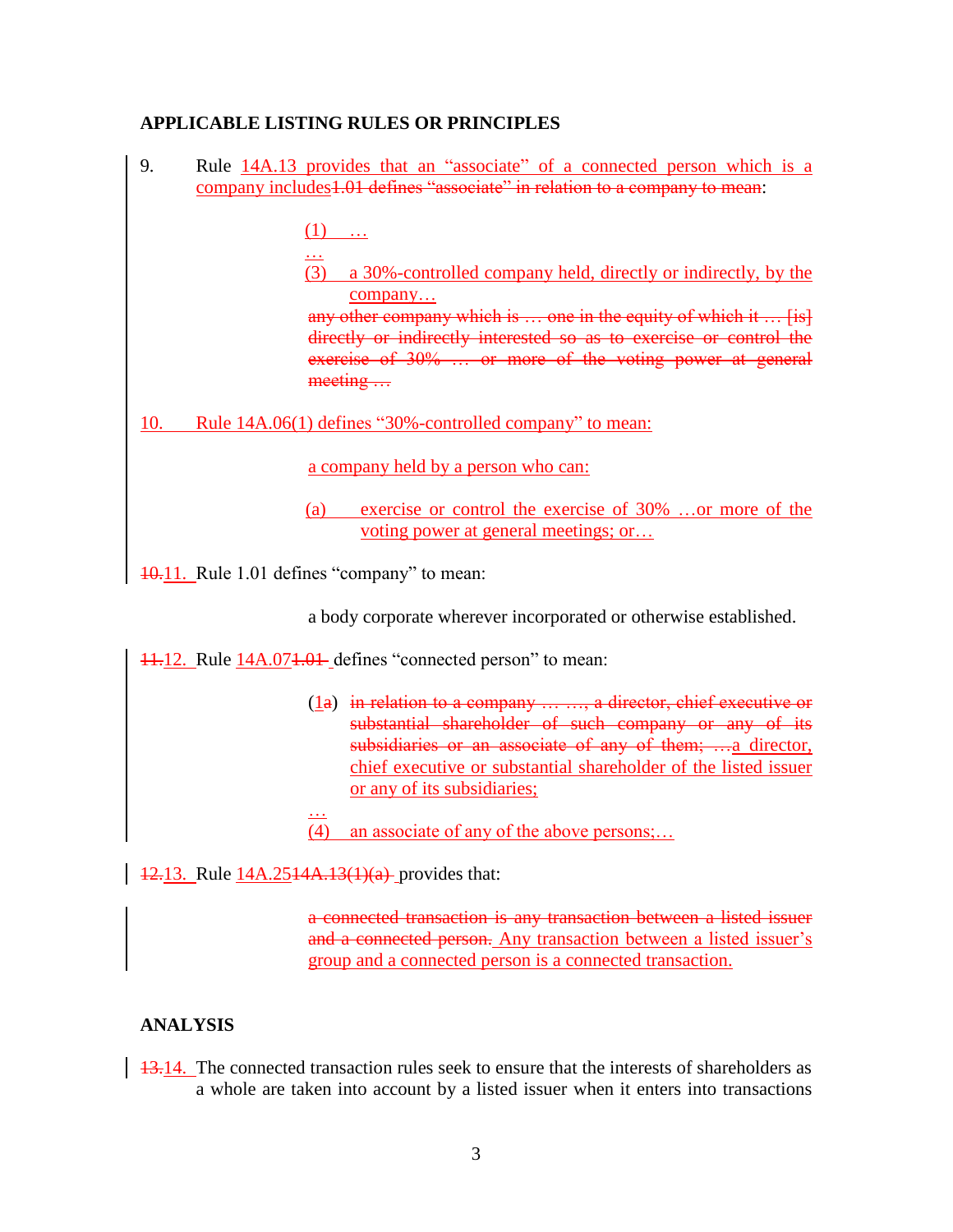## APPLICABLE LISTING RULES OR PRINCIPLES

9. Rule 14A.13 provides that an "associate" of a connected person which is a company includes~~1.01 defines "associate" in relation to a company to mean~~:

   (1) …

   …

   (3) a 30%-controlled company held, directly or indirectly, by the company…

   ~~any other company which is … one in the equity of which it … [is] directly or indirectly interested so as to exercise or control the exercise of 30% … or more of the voting power at general meeting …~~

10. Rule 14A.06(1) defines "30%-controlled company" to mean:

   a company held by a person who can:

   (a) exercise or control the exercise of 30% …or more of the voting power at general meetings; or…

~~10.~~11. Rule 1.01 defines "company" to mean:

   a body corporate wherever incorporated or otherwise established.

~~11.~~12. Rule 14A.07~~1.01~~ defines "connected person" to mean:

   (1~~a~~) ~~in relation to a company … …, a director, chief executive or substantial shareholder of such company or any of its subsidiaries or an associate of any of them; …~~a director, chief executive or substantial shareholder of the listed issuer or any of its subsidiaries;

   …

   (4) an associate of any of the above persons;…

~~12.~~13. Rule 14A.25~~14A.13(1)(a)~~ provides that:

   ~~a connected transaction is any transaction between a listed issuer and a connected person.~~ Any transaction between a listed issuer's group and a connected person is a connected transaction.

## ANALYSIS

~~13.~~14. The connected transaction rules seek to ensure that the interests of shareholders as a whole are taken into account by a listed issuer when it enters into transactions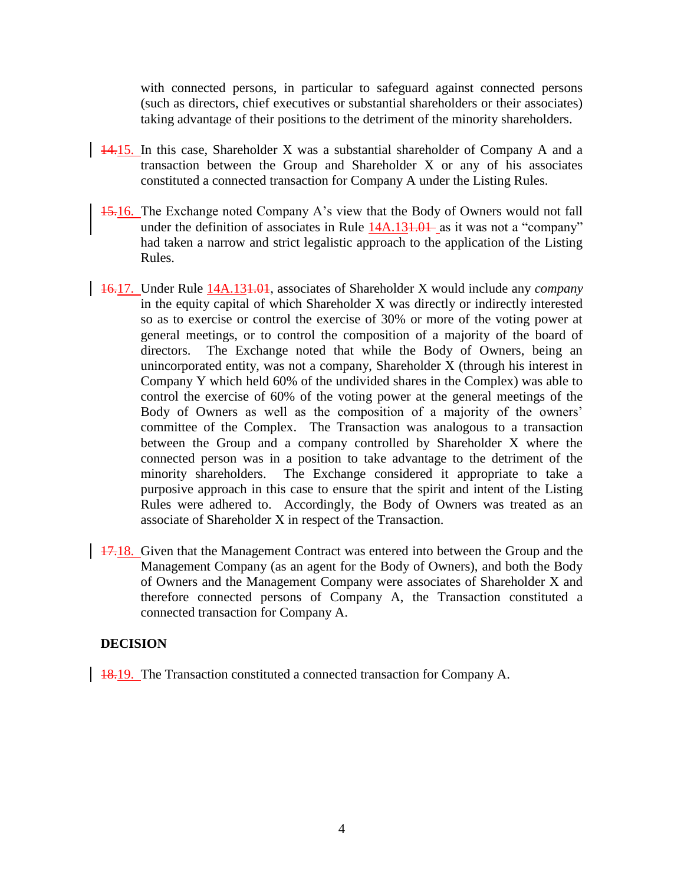with connected persons, in particular to safeguard against connected persons (such as directors, chief executives or substantial shareholders or their associates) taking advantage of their positions to the detriment of the minority shareholders.

~~14.~~15. In this case, Shareholder X was a substantial shareholder of Company A and a transaction between the Group and Shareholder X or any of his associates constituted a connected transaction for Company A under the Listing Rules.

~~15.~~16. The Exchange noted Company A's view that the Body of Owners would not fall under the definition of associates in Rule 14A.13~~1.01~~ as it was not a "company" had taken a narrow and strict legalistic approach to the application of the Listing Rules.

~~16.~~17. Under Rule 14A.13~~1.01~~, associates of Shareholder X would include any *company* in the equity capital of which Shareholder X was directly or indirectly interested so as to exercise or control the exercise of 30% or more of the voting power at general meetings, or to control the composition of a majority of the board of directors. The Exchange noted that while the Body of Owners, being an unincorporated entity, was not a company, Shareholder X (through his interest in Company Y which held 60% of the undivided shares in the Complex) was able to control the exercise of 60% of the voting power at the general meetings of the Body of Owners as well as the composition of a majority of the owners' committee of the Complex. The Transaction was analogous to a transaction between the Group and a company controlled by Shareholder X where the connected person was in a position to take advantage to the detriment of the minority shareholders. The Exchange considered it appropriate to take a purposive approach in this case to ensure that the spirit and intent of the Listing Rules were adhered to. Accordingly, the Body of Owners was treated as an associate of Shareholder X in respect of the Transaction.

~~17.~~18. Given that the Management Contract was entered into between the Group and the Management Company (as an agent for the Body of Owners), and both the Body of Owners and the Management Company were associates of Shareholder X and therefore connected persons of Company A, the Transaction constituted a connected transaction for Company A.

**DECISION**

~~18.~~19. The Transaction constituted a connected transaction for Company A.